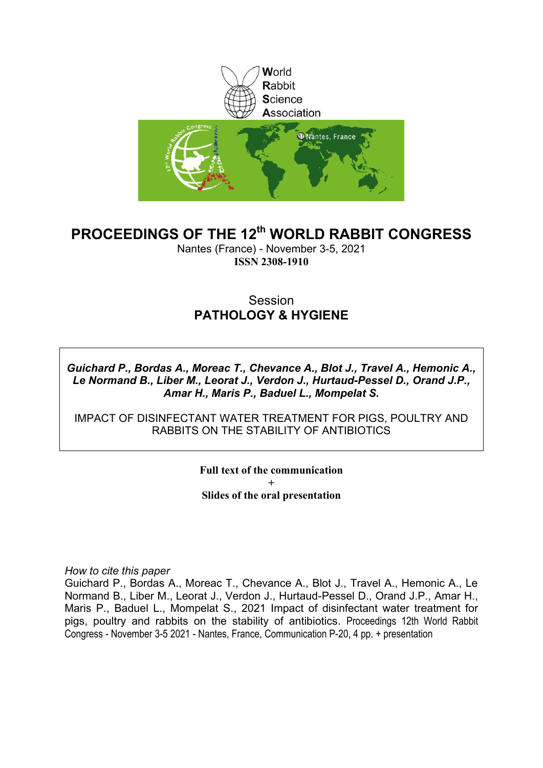World
Rabbit
Science
Association

# PROCEEDINGS OF THE 12th WORLD RABBIT CONGRESS

Nantes (France) - November 3-5, 2021

**ISSN 2308-1910**

## Session
## PATHOLOGY & HYGIENE

***Guichard P., Bordas A., Moreac T., Chevance A., Blot J., Travel A., Hemonic A., Le Normand B., Liber M., Leorat J., Verdon J., Hurtaud-Pessel D., Orand J.P., Amar H., Maris P., Baduel L., Mompelat S.***

IMPACT OF DISINFECTANT WATER TREATMENT FOR PIGS, POULTRY AND RABBITS ON THE STABILITY OF ANTIBIOTICS

**Full text of the communication**
**+**
**Slides of the oral presentation**

*How to cite this paper*

Guichard P., Bordas A., Moreac T., Chevance A., Blot J., Travel A., Hemonic A., Le Normand B., Liber M., Leorat J., Verdon J., Hurtaud-Pessel D., Orand J.P., Amar H., Maris P., Baduel L., Mompelat S., 2021 Impact of disinfectant water treatment for pigs, poultry and rabbits on the stability of antibiotics. Proceedings 12th World Rabbit Congress - November 3-5 2021 - Nantes, France, Communication P-20, 4 pp. + presentation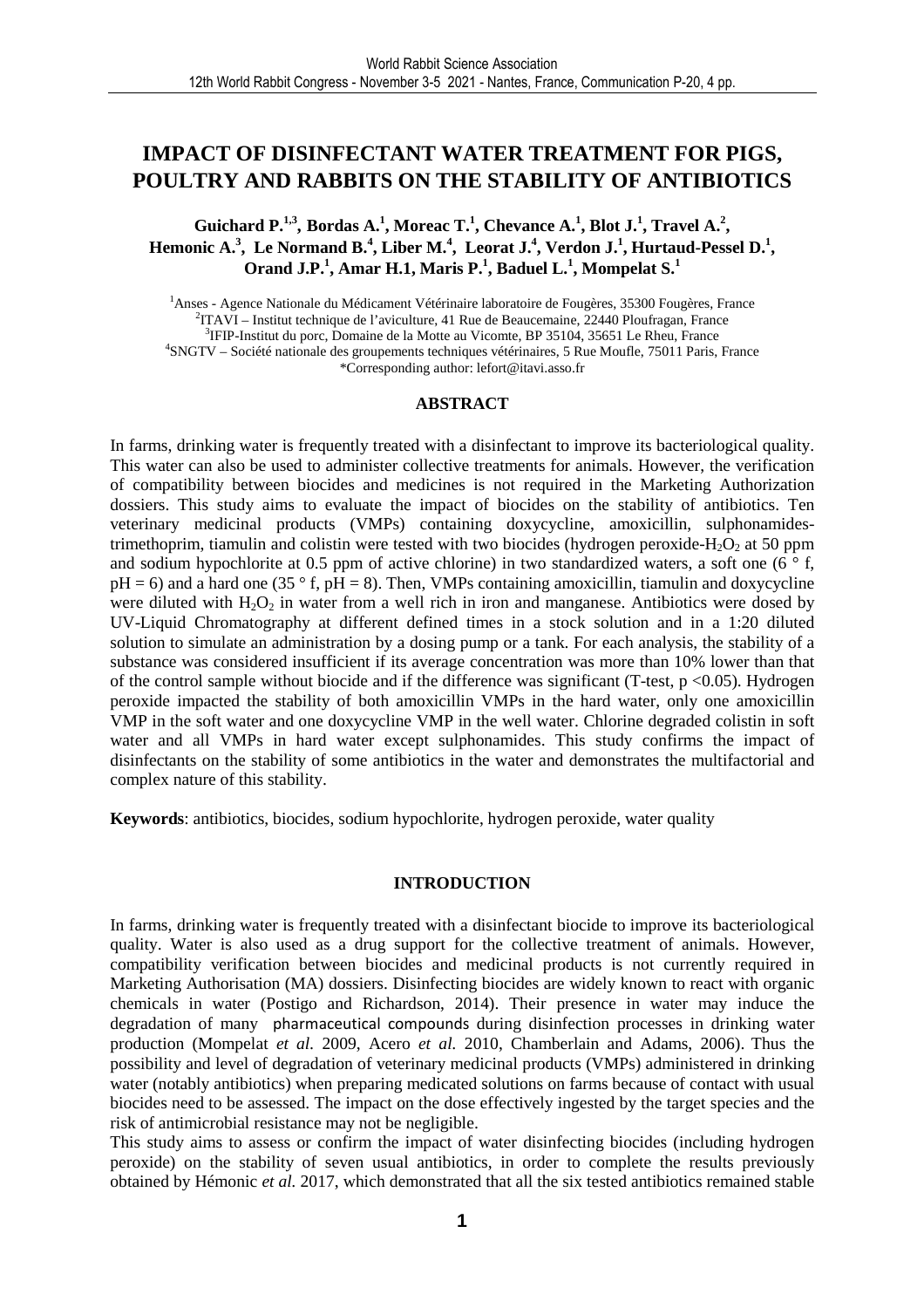# IMPACT OF DISINFECTANT WATER TREATMENT FOR PIGS, POULTRY AND RABBITS ON THE STABILITY OF ANTIBIOTICS

**Guichard P.[1,3], Bordas A.[1], Moreac T.[1], Chevance A.[1], Blot J.[1], Travel A.[2], Hemonic A.[3], Le Normand B.[4], Liber M.[4], Leorat J.[4], Verdon J.[1], Hurtaud-Pessel D.[1], Orand J.P.[1], Amar H.1, Maris P.[1], Baduel L.[1], Mompelat S.[1]**

[1]Anses - Agence Nationale du Médicament Vétérinaire laboratoire de Fougères, 35300 Fougères, France
[2]ITAVI – Institut technique de l'aviculture, 41 Rue de Beaucemaine, 22440 Ploufragan, France
[3]IFIP-Institut du porc, Domaine de la Motte au Vicomte, BP 35104, 35651 Le Rheu, France
[4]SNGTV – Société nationale des groupements techniques vétérinaires, 5 Rue Moufle, 75011 Paris, France
*Corresponding author: lefort@itavi.asso.fr

## ABSTRACT

In farms, drinking water is frequently treated with a disinfectant to improve its bacteriological quality. This water can also be used to administer collective treatments for animals. However, the verification of compatibility between biocides and medicines is not required in the Marketing Authorization dossiers. This study aims to evaluate the impact of biocides on the stability of antibiotics. Ten veterinary medicinal products (VMPs) containing doxycycline, amoxicillin, sulphonamides-trimethoprim, tiamulin and colistin were tested with two biocides (hydrogen peroxide-$H_2O_2$ at 50 ppm and sodium hypochlorite at 0.5 ppm of active chlorine) in two standardized waters, a soft one (6 ° f, pH = 6) and a hard one (35 ° f, pH = 8). Then, VMPs containing amoxicillin, tiamulin and doxycycline were diluted with $H_2O_2$ in water from a well rich in iron and manganese. Antibiotics were dosed by UV-Liquid Chromatography at different defined times in a stock solution and in a 1:20 diluted solution to simulate an administration by a dosing pump or a tank. For each analysis, the stability of a substance was considered insufficient if its average concentration was more than 10% lower than that of the control sample without biocide and if the difference was significant (T-test, $p < 0.05$). Hydrogen peroxide impacted the stability of both amoxicillin VMPs in the hard water, only one amoxicillin VMP in the soft water and one doxycycline VMP in the well water. Chlorine degraded colistin in soft water and all VMPs in hard water except sulphonamides. This study confirms the impact of disinfectants on the stability of some antibiotics in the water and demonstrates the multifactorial and complex nature of this stability.

**Keywords**: antibiotics, biocides, sodium hypochlorite, hydrogen peroxide, water quality

## INTRODUCTION

In farms, drinking water is frequently treated with a disinfectant biocide to improve its bacteriological quality. Water is also used as a drug support for the collective treatment of animals. However, compatibility verification between biocides and medicinal products is not currently required in Marketing Authorisation (MA) dossiers. Disinfecting biocides are widely known to react with organic chemicals in water (Postigo and Richardson, 2014). Their presence in water may induce the degradation of many pharmaceutical compounds during disinfection processes in drinking water production (Mompelat *et al.* 2009, Acero *et al.* 2010, Chamberlain and Adams, 2006). Thus the possibility and level of degradation of veterinary medicinal products (VMPs) administered in drinking water (notably antibiotics) when preparing medicated solutions on farms because of contact with usual biocides need to be assessed. The impact on the dose effectively ingested by the target species and the risk of antimicrobial resistance may not be negligible.

This study aims to assess or confirm the impact of water disinfecting biocides (including hydrogen peroxide) on the stability of seven usual antibiotics, in order to complete the results previously obtained by Hémonic *et al.* 2017, which demonstrated that all the six tested antibiotics remained stable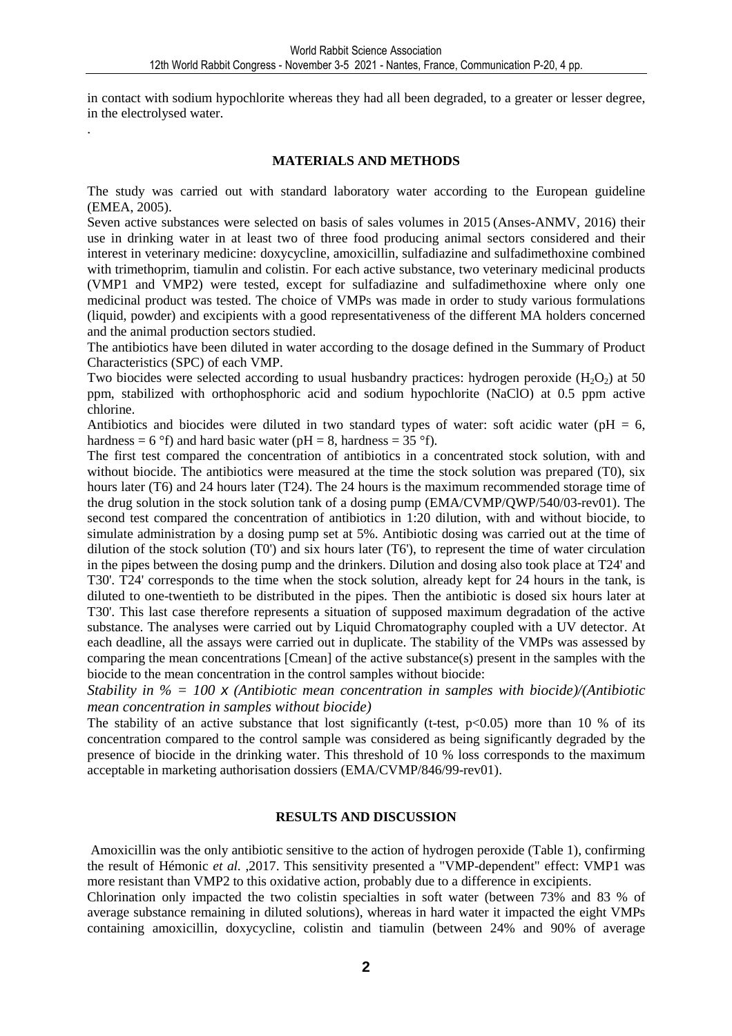in contact with sodium hypochlorite whereas they had all been degraded, to a greater or lesser degree, in the electrolysed water.

.

## MATERIALS AND METHODS

The study was carried out with standard laboratory water according to the European guideline (EMEA, 2005).

Seven active substances were selected on basis of sales volumes in 2015 (Anses-ANMV, 2016) their use in drinking water in at least two of three food producing animal sectors considered and their interest in veterinary medicine: doxycycline, amoxicillin, sulfadiazine and sulfadimethoxine combined with trimethoprim, tiamulin and colistin. For each active substance, two veterinary medicinal products (VMP1 and VMP2) were tested, except for sulfadiazine and sulfadimethoxine where only one medicinal product was tested. The choice of VMPs was made in order to study various formulations (liquid, powder) and excipients with a good representativeness of the different MA holders concerned and the animal production sectors studied.

The antibiotics have been diluted in water according to the dosage defined in the Summary of Product Characteristics (SPC) of each VMP.

Two biocides were selected according to usual husbandry practices: hydrogen peroxide ($H_2O_2$) at 50 ppm, stabilized with orthophosphoric acid and sodium hypochlorite (NaClO) at 0.5 ppm active chlorine.

Antibiotics and biocides were diluted in two standard types of water: soft acidic water (pH = 6, hardness = 6 °f) and hard basic water (pH = 8, hardness = 35 °f).

The first test compared the concentration of antibiotics in a concentrated stock solution, with and without biocide. The antibiotics were measured at the time the stock solution was prepared (T0), six hours later (T6) and 24 hours later (T24). The 24 hours is the maximum recommended storage time of the drug solution in the stock solution tank of a dosing pump (EMA/CVMP/QWP/540/03-rev01). The second test compared the concentration of antibiotics in 1:20 dilution, with and without biocide, to simulate administration by a dosing pump set at 5%. Antibiotic dosing was carried out at the time of dilution of the stock solution (T0') and six hours later (T6'), to represent the time of water circulation in the pipes between the dosing pump and the drinkers. Dilution and dosing also took place at T24' and T30'. T24' corresponds to the time when the stock solution, already kept for 24 hours in the tank, is diluted to one-twentieth to be distributed in the pipes. Then the antibiotic is dosed six hours later at T30'. This last case therefore represents a situation of supposed maximum degradation of the active substance. The analyses were carried out by Liquid Chromatography coupled with a UV detector. At each deadline, all the assays were carried out in duplicate. The stability of the VMPs was assessed by comparing the mean concentrations [Cmean] of the active substance(s) present in the samples with the biocide to the mean concentration in the control samples without biocide:

*Stability in % = 100 x (Antibiotic mean concentration in samples with biocide)/(Antibiotic mean concentration in samples without biocide)*

The stability of an active substance that lost significantly (t-test, $p<0.05$) more than 10 % of its concentration compared to the control sample was considered as being significantly degraded by the presence of biocide in the drinking water. This threshold of 10 % loss corresponds to the maximum acceptable in marketing authorisation dossiers (EMA/CVMP/846/99-rev01).

## RESULTS AND DISCUSSION

Amoxicillin was the only antibiotic sensitive to the action of hydrogen peroxide (Table 1), confirming the result of Hémonic *et al.* ,2017. This sensitivity presented a "VMP-dependent" effect: VMP1 was more resistant than VMP2 to this oxidative action, probably due to a difference in excipients.

Chlorination only impacted the two colistin specialties in soft water (between 73% and 83 % of average substance remaining in diluted solutions), whereas in hard water it impacted the eight VMPs containing amoxicillin, doxycycline, colistin and tiamulin (between 24% and 90% of average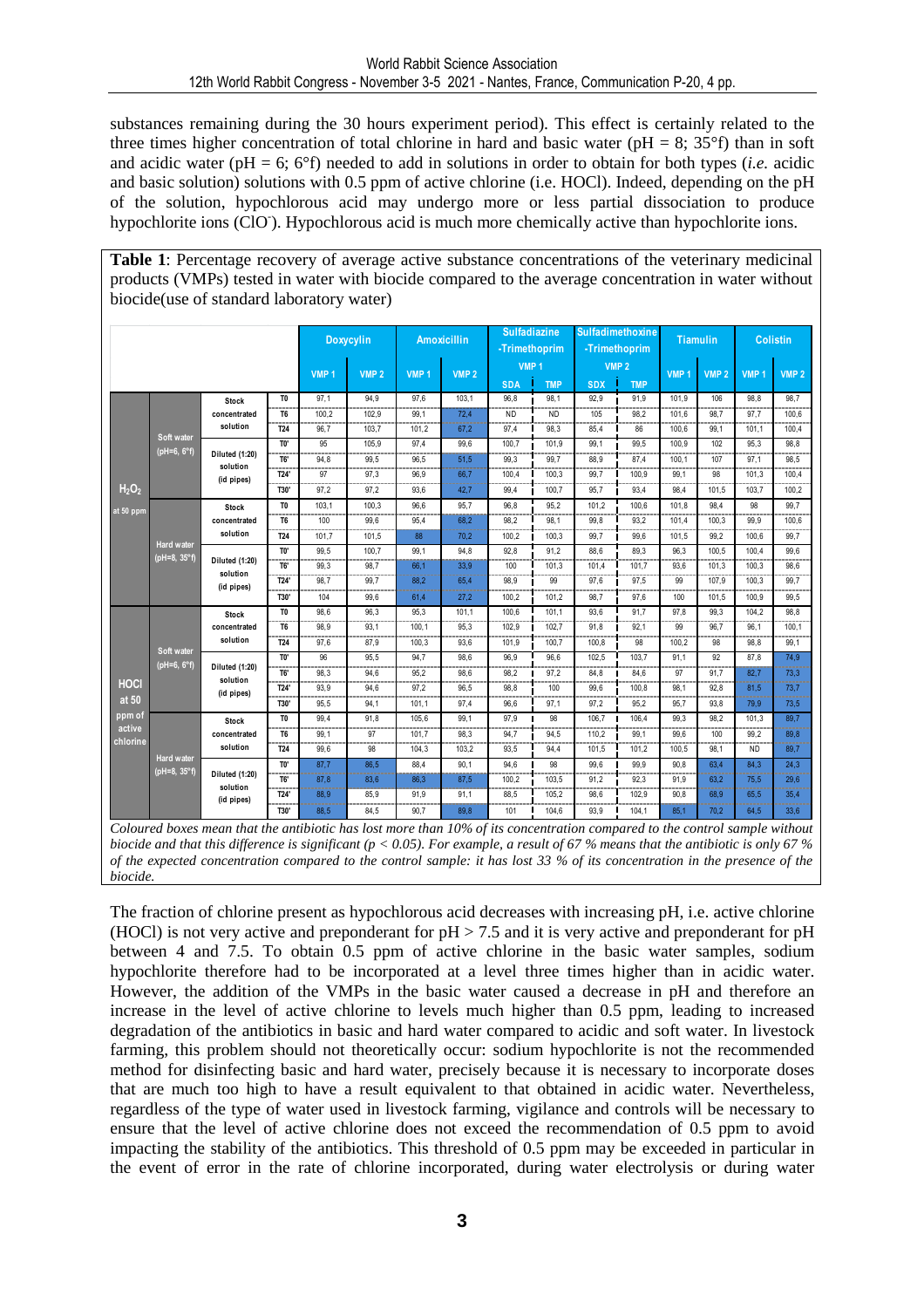substances remaining during the 30 hours experiment period). This effect is certainly related to the three times higher concentration of total chlorine in hard and basic water (pH = 8; 35°f) than in soft and acidic water (pH = 6; 6°f) needed to add in solutions in order to obtain for both types (*i.e.* acidic and basic solution) solutions with 0.5 ppm of active chlorine (i.e. HOCl). Indeed, depending on the pH of the solution, hypochlorous acid may undergo more or less partial dissociation to produce hypochlorite ions ($ClO^-$). Hypochlorous acid is much more chemically active than hypochlorite ions.

**Table 1**: Percentage recovery of average active substance concentrations of the veterinary medicinal products (VMPs) tested in water with biocide compared to the average concentration in water without biocide(use of standard laboratory water)

| | | | | Doxycylin | | Amoxicillin | | Sulfadiazine -Trimethoprim VMP 1 | | Sulfadimethoxine -Trimethoprim VMP 2 | | Tiamulin | | Colistin | |
|---|---|---|---|---|---|---|---|---|---|---|---|---|---|---|---|
| | | | | VMP 1 | VMP 2 | VMP 1 | VMP 2 | SDA | TMP | SDX | TMP | VMP 1 | VMP 2 | VMP 1 | VMP 2 |
| $H_2O_2$ at 50 ppm | Soft water (pH=6, 6°f) | Stock concentrated solution | T0 | 97,1 | 94,9 | 97,6 | 103,1 | 96,8 | 98,1 | 92,9 | 91,9 | 101,9 | 106 | 98,8 | 98,7 |
| | | | T6 | 100,2 | 102,9 | 99,1 | 72,4 | ND | ND | 105 | 98,2 | 101,6 | 98,7 | 97,7 | 100,6 |
| | | | T24 | 96,7 | 103,7 | 101,2 | 67,2 | 97,4 | 98,3 | 85,4 | 86 | 100,6 | 99,1 | 101,1 | 100,4 |
| | | Diluted (1:20) solution (id pipes) | T0' | 95 | 105,9 | 97,4 | 99,6 | 100,7 | 101,9 | 99,1 | 99,5 | 100,9 | 102 | 95,3 | 98,8 |
| | | | T6' | 94,8 | 99,5 | 96,5 | 51,5 | 99,3 | 99,7 | 88,9 | 87,4 | 100,1 | 107 | 97,1 | 98,5 |
| | | | T24' | 97 | 97,3 | 96,9 | 66,7 | 100,4 | 100,3 | 99,7 | 100,9 | 99,1 | 98 | 101,3 | 100,4 |
| | | | T30' | 97,2 | 97,2 | 93,6 | 42,7 | 99,4 | 100,7 | 95,7 | 93,4 | 98,4 | 101,5 | 103,7 | 100,2 |
| | Hard water (pH=8, 35°f) | Stock concentrated solution | T0 | 103,1 | 100,3 | 96,6 | 95,7 | 96,8 | 95,2 | 101,2 | 100,6 | 101,8 | 98,4 | 98 | 99,7 |
| | | | T6 | 100 | 99,6 | 95,4 | 68,2 | 98,2 | 98,1 | 99,8 | 93,2 | 101,4 | 100,3 | 99,9 | 100,6 |
| | | | T24 | 101,7 | 101,5 | 88 | 70,2 | 100,2 | 100,3 | 99,7 | 99,6 | 101,5 | 99,2 | 100,6 | 99,7 |
| | | Diluted (1:20) solution (id pipes) | T0' | 99,5 | 100,7 | 99,1 | 94,8 | 92,8 | 91,2 | 88,6 | 89,3 | 96,3 | 100,5 | 100,4 | 99,6 |
| | | | T6' | 99,3 | 98,7 | 66,1 | 33,9 | 100 | 101,3 | 101,4 | 101,7 | 93,6 | 101,3 | 100,3 | 98,6 |
| | | | T24' | 98,7 | 99,7 | 88,2 | 65,4 | 98,9 | 99 | 97,6 | 97,5 | 99 | 107,9 | 100,3 | 99,7 |
| | | | T30' | 104 | 99,6 | 61,4 | 27,2 | 100,2 | 101,2 | 98,7 | 97,6 | 100 | 101,5 | 100,9 | 99,5 |
| HOCl at 50 ppm of active chlorine | Soft water (pH=6, 6°f) | Stock concentrated solution | T0 | 98,6 | 96,3 | 95,3 | 101,1 | 100,6 | 101,1 | 93,6 | 91,7 | 97,8 | 99,3 | 104,2 | 98,8 |
| | | | T6 | 98,9 | 93,1 | 100,1 | 95,3 | 102,9 | 102,7 | 91,8 | 92,1 | 99 | 96,7 | 96,1 | 100,1 |
| | | | T24 | 97,6 | 87,9 | 100,3 | 93,6 | 101,9 | 100,7 | 100,8 | 98 | 100,2 | 98 | 98,8 | 99,1 |
| | | Diluted (1:20) solution (id pipes) | T0' | 96 | 95,5 | 94,7 | 98,6 | 96,9 | 96,6 | 102,5 | 103,7 | 91,1 | 92 | 87,8 | 74,9 |
| | | | T6' | 98,3 | 94,6 | 95,2 | 98,6 | 98,2 | 97,2 | 84,8 | 84,6 | 97 | 91,7 | 82,7 | 73,3 |
| | | | T24' | 93,9 | 94,6 | 97,2 | 96,5 | 98,8 | 100 | 99,6 | 100,8 | 98,1 | 92,8 | 81,5 | 73,7 |
| | | | T30' | 95,5 | 94,1 | 101,1 | 97,4 | 96,6 | 97,1 | 97,2 | 95,2 | 95,7 | 93,8 | 79,9 | 73,5 |
| | Hard water (pH=8, 35°f) | Stock concentrated solution | T0 | 99,4 | 91,8 | 105,6 | 99,1 | 97,9 | 98 | 106,7 | 106,4 | 99,3 | 98,2 | 101,3 | 89,7 |
| | | | T6 | 99,1 | 97 | 101,7 | 98,3 | 94,7 | 94,5 | 110,2 | 99,1 | 99,6 | 100 | 99,2 | 89,8 |
| | | | T24 | 99,6 | 98 | 104,3 | 103,2 | 93,5 | 94,4 | 101,5 | 101,2 | 100,5 | 98,1 | ND | 89,7 |
| | | Diluted (1:20) solution (id pipes) | T0' | 87,7 | 86,5 | 88,4 | 90,1 | 94,6 | 98 | 99,6 | 99,9 | 90,8 | 63,4 | 84,3 | 24,3 |
| | | | T6' | 87,8 | 83,6 | 86,3 | 87,5 | 100,2 | 103,5 | 91,2 | 92,3 | 91,9 | 63,2 | 75,5 | 29,6 |
| | | | T24' | 88,9 | 85,9 | 91,9 | 91,1 | 88,5 | 105,2 | 98,6 | 102,9 | 90,8 | 68,9 | 65,5 | 35,4 |
| | | | T30' | 88,5 | 84,5 | 90,7 | 89,8 | 101 | 104,6 | 93,9 | 104,1 | 85,1 | 70,2 | 64,5 | 33,6 |

*Coloured boxes mean that the antibiotic has lost more than 10% of its concentration compared to the control sample without biocide and that this difference is significant ($p < 0.05$). For example, a result of 67 % means that the antibiotic is only 67 % of the expected concentration compared to the control sample: it has lost 33 % of its concentration in the presence of the biocide.*

The fraction of chlorine present as hypochlorous acid decreases with increasing pH, i.e. active chlorine (HOCl) is not very active and preponderant for pH > 7.5 and it is very active and preponderant for pH between 4 and 7.5. To obtain 0.5 ppm of active chlorine in the basic water samples, sodium hypochlorite therefore had to be incorporated at a level three times higher than in acidic water. However, the addition of the VMPs in the basic water caused a decrease in pH and therefore an increase in the level of active chlorine to levels much higher than 0.5 ppm, leading to increased degradation of the antibiotics in basic and hard water compared to acidic and soft water. In livestock farming, this problem should not theoretically occur: sodium hypochlorite is not the recommended method for disinfecting basic and hard water, precisely because it is necessary to incorporate doses that are much too high to have a result equivalent to that obtained in acidic water. Nevertheless, regardless of the type of water used in livestock farming, vigilance and controls will be necessary to ensure that the level of active chlorine does not exceed the recommendation of 0.5 ppm to avoid impacting the stability of the antibiotics. This threshold of 0.5 ppm may be exceeded in particular in the event of error in the rate of chlorine incorporated, during water electrolysis or during water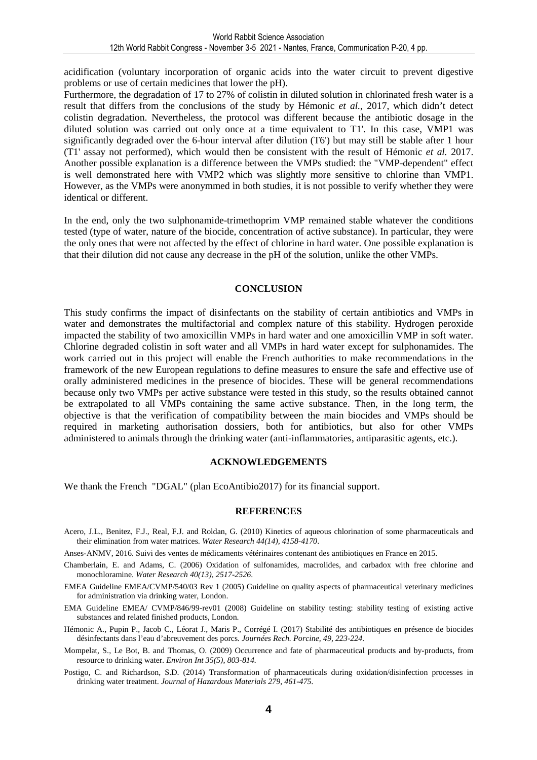acidification (voluntary incorporation of organic acids into the water circuit to prevent digestive problems or use of certain medicines that lower the pH).

Furthermore, the degradation of 17 to 27% of colistin in diluted solution in chlorinated fresh water is a result that differs from the conclusions of the study by Hémonic *et al.*, 2017, which didn't detect colistin degradation. Nevertheless, the protocol was different because the antibiotic dosage in the diluted solution was carried out only once at a time equivalent to T1'. In this case, VMP1 was significantly degraded over the 6-hour interval after dilution (T6') but may still be stable after 1 hour (T1' assay not performed), which would then be consistent with the result of Hémonic *et al.* 2017. Another possible explanation is a difference between the VMPs studied: the "VMP-dependent" effect is well demonstrated here with VMP2 which was slightly more sensitive to chlorine than VMP1. However, as the VMPs were anonymmed in both studies, it is not possible to verify whether they were identical or different.

In the end, only the two sulphonamide-trimethoprim VMP remained stable whatever the conditions tested (type of water, nature of the biocide, concentration of active substance). In particular, they were the only ones that were not affected by the effect of chlorine in hard water. One possible explanation is that their dilution did not cause any decrease in the pH of the solution, unlike the other VMPs.

## CONCLUSION

This study confirms the impact of disinfectants on the stability of certain antibiotics and VMPs in water and demonstrates the multifactorial and complex nature of this stability. Hydrogen peroxide impacted the stability of two amoxicillin VMPs in hard water and one amoxicillin VMP in soft water. Chlorine degraded colistin in soft water and all VMPs in hard water except for sulphonamides. The work carried out in this project will enable the French authorities to make recommendations in the framework of the new European regulations to define measures to ensure the safe and effective use of orally administered medicines in the presence of biocides. These will be general recommendations because only two VMPs per active substance were tested in this study, so the results obtained cannot be extrapolated to all VMPs containing the same active substance. Then, in the long term, the objective is that the verification of compatibility between the main biocides and VMPs should be required in marketing authorisation dossiers, both for antibiotics, but also for other VMPs administered to animals through the drinking water (anti-inflammatories, antiparasitic agents, etc.).

## ACKNOWLEDGEMENTS

We thank the French "DGAL" (plan EcoAntibio2017) for its financial support.

## REFERENCES

Acero, J.L., Benitez, F.J., Real, F.J. and Roldan, G. (2010) Kinetics of aqueous chlorination of some pharmaceuticals and their elimination from water matrices. *Water Research 44(14), 4158-4170*.

Anses-ANMV, 2016. Suivi des ventes de médicaments vétérinaires contenant des antibiotiques en France en 2015.

Chamberlain, E. and Adams, C. (2006) Oxidation of sulfonamides, macrolides, and carbadox with free chlorine and monochloramine. *Water Research 40(13), 2517-2526*.

EMEA Guideline EMEA/CVMP/540/03 Rev 1 (2005) Guideline on quality aspects of pharmaceutical veterinary medicines for administration via drinking water, London.

EMA Guideline EMEA/ CVMP/846/99-rev01 (2008) Guideline on stability testing: stability testing of existing active substances and related finished products, London.

Hémonic A., Pupin P., Jacob C., Léorat J., Maris P., Corrégé I. (2017) Stabilité des antibiotiques en présence de biocides désinfectants dans l'eau d'abreuvement des porcs. *Journées Rech. Porcine, 49, 223-224*.

Mompelat, S., Le Bot, B. and Thomas, O. (2009) Occurrence and fate of pharmaceutical products and by-products, from resource to drinking water. *Environ Int 35(5), 803-814.*

Postigo, C. and Richardson, S.D. (2014) Transformation of pharmaceuticals during oxidation/disinfection processes in drinking water treatment. *Journal of Hazardous Materials 279, 461-475.*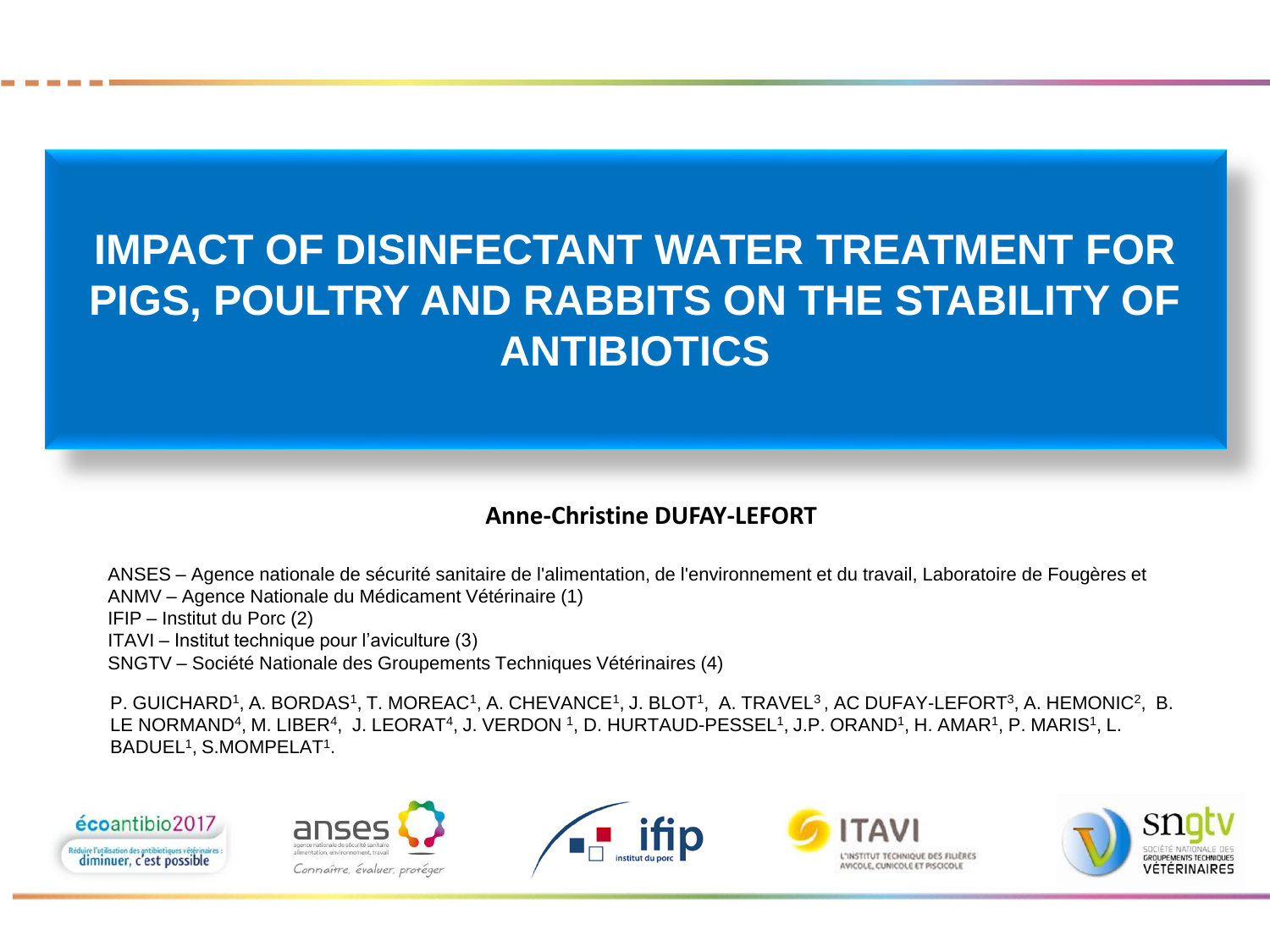# IMPACT OF DISINFECTANT WATER TREATMENT FOR PIGS, POULTRY AND RABBITS ON THE STABILITY OF ANTIBIOTICS

**Anne-Christine DUFAY-LEFORT**

ANSES – Agence nationale de sécurité sanitaire de l'alimentation, de l'environnement et du travail, Laboratoire de Fougères et ANMV – Agence Nationale du Médicament Vétérinaire (1)
IFIP – Institut du Porc (2)
ITAVI – Institut technique pour l'aviculture (3)
SNGTV – Société Nationale des Groupements Techniques Vétérinaires (4)

P. GUICHARD[1], A. BORDAS[1], T. MOREAC[1], A. CHEVANCE[1], J. BLOT[1], A. TRAVEL[3], AC DUFAY-LEFORT[3], A. HEMONIC[2], B. LE NORMAND[4], M. LIBER[4], J. LEORAT[4], J. VERDON [1], D. HURTAUD-PESSEL[1], J.P. ORAND[1], H. AMAR[1], P. MARIS[1], L. BADUEL[1], S.MOMPELAT[1].

écoantibio2017 – Réduire l'utilisation des antibiotiques vétérinaires : diminuer, c'est possible

anses – agence nationale de sécurité sanitaire alimentation, environnement, travail – Connaître, évaluer, protéger

ifip – institut du porc

ITAVI – L'INSTITUT TECHNIQUE DES FILIÈRES AVICOLE, CUNICOLE ET PISCICOLE

sngtv – SOCIÉTÉ NATIONALE DES GROUPEMENTS TECHNIQUES VÉTÉRINAIRES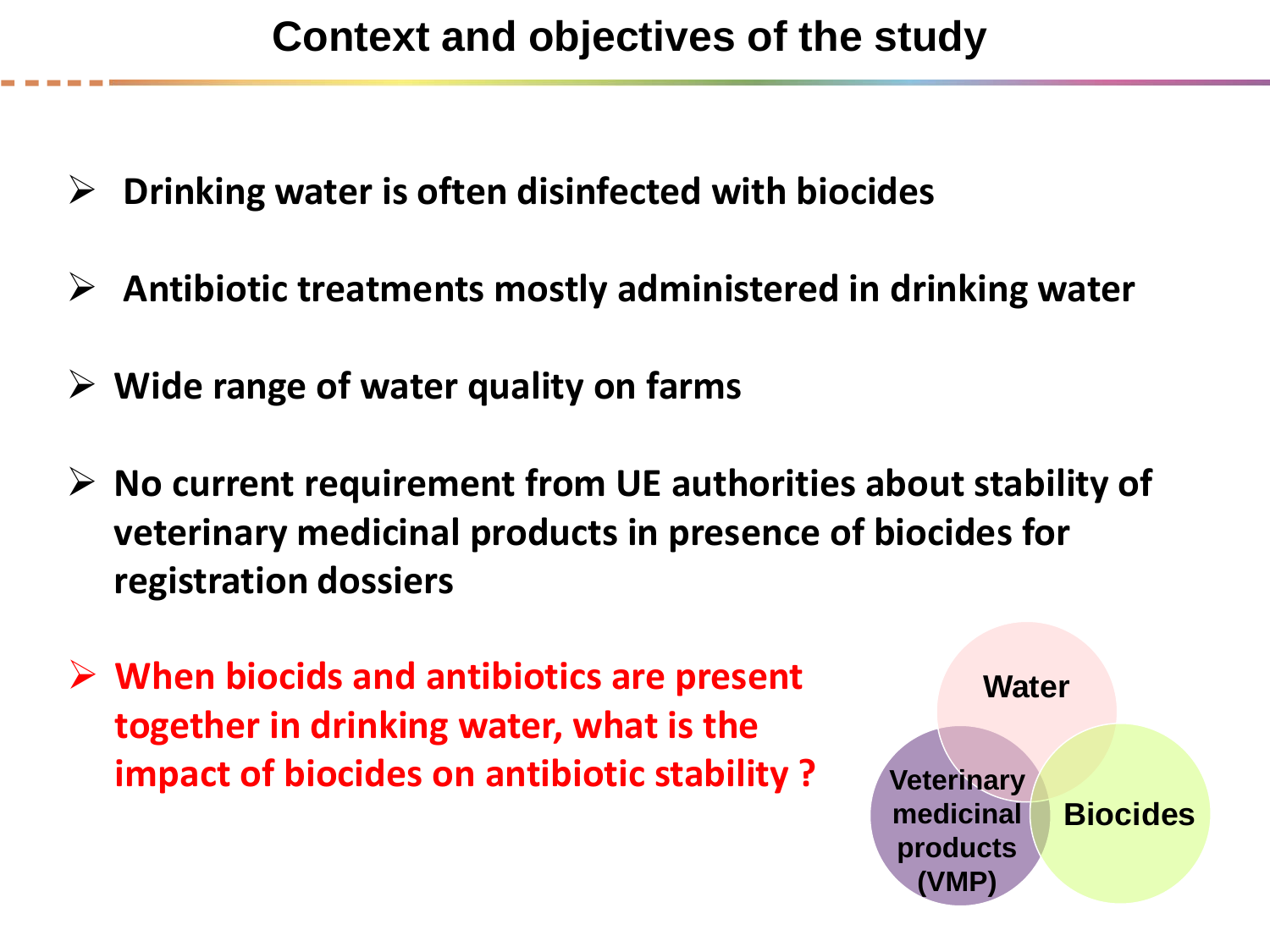# Context and objectives of the study

- Drinking water is often disinfected with biocides
- Antibiotic treatments mostly administered in drinking water
- Wide range of water quality on farms
- No current requirement from UE authorities about stability of veterinary medicinal products in presence of biocides for registration dossiers
- **When biocids and antibiotics are present together in drinking water, what is the impact of biocides on antibiotic stability ?**

Water

Veterinary medicinal products (VMP)

Biocides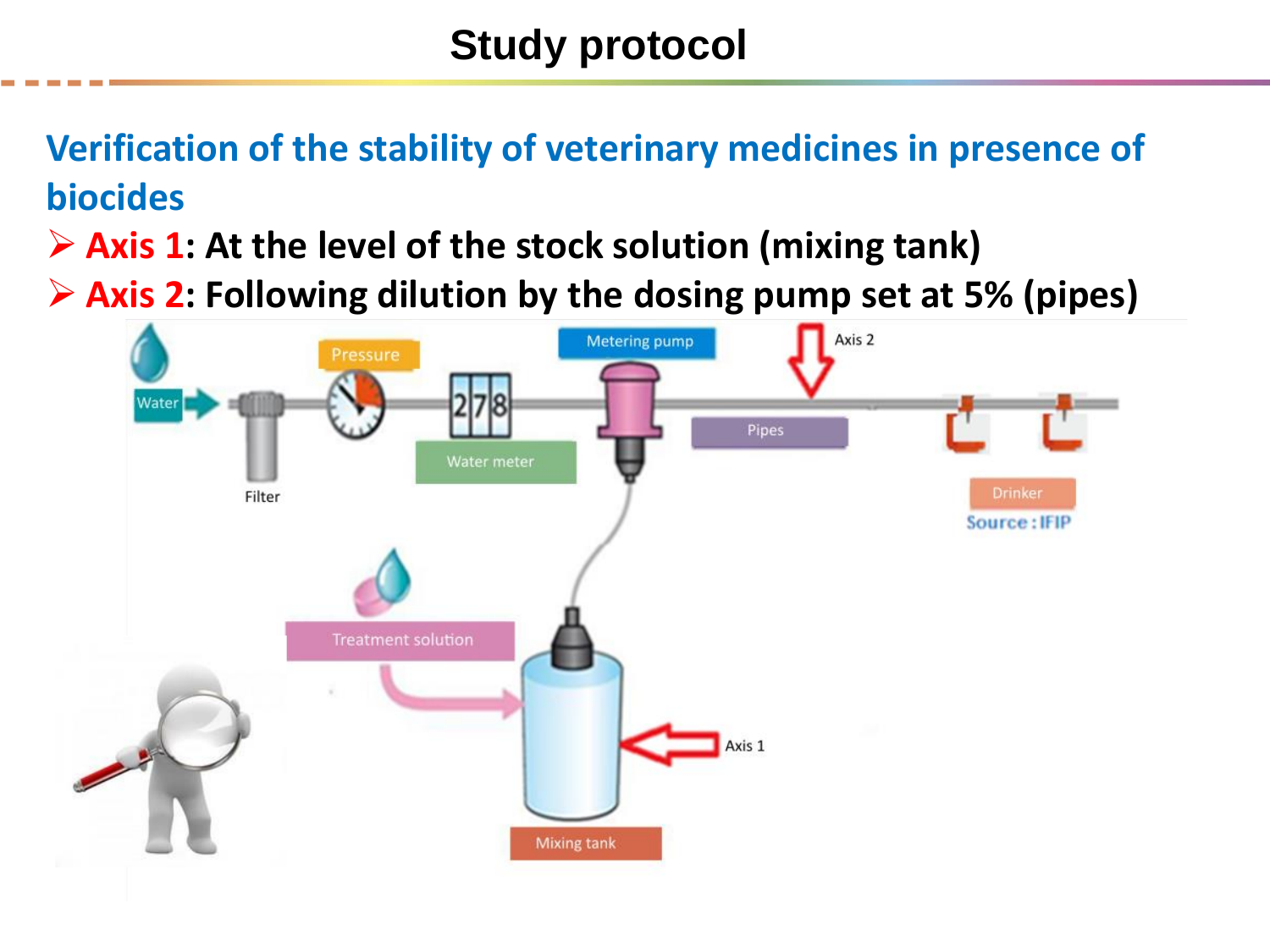# Study protocol

## Verification of the stability of veterinary medicines in presence of biocides

- **Axis 1**: At the level of the stock solution (mixing tank)
- **Axis 2**: Following dilution by the dosing pump set at 5% (pipes)

Water | Filter | Pressure | Water meter | Metering pump | Pipes | Axis 2 | Drinker | Treatment solution | Mixing tank | Axis 1

Source : IFIP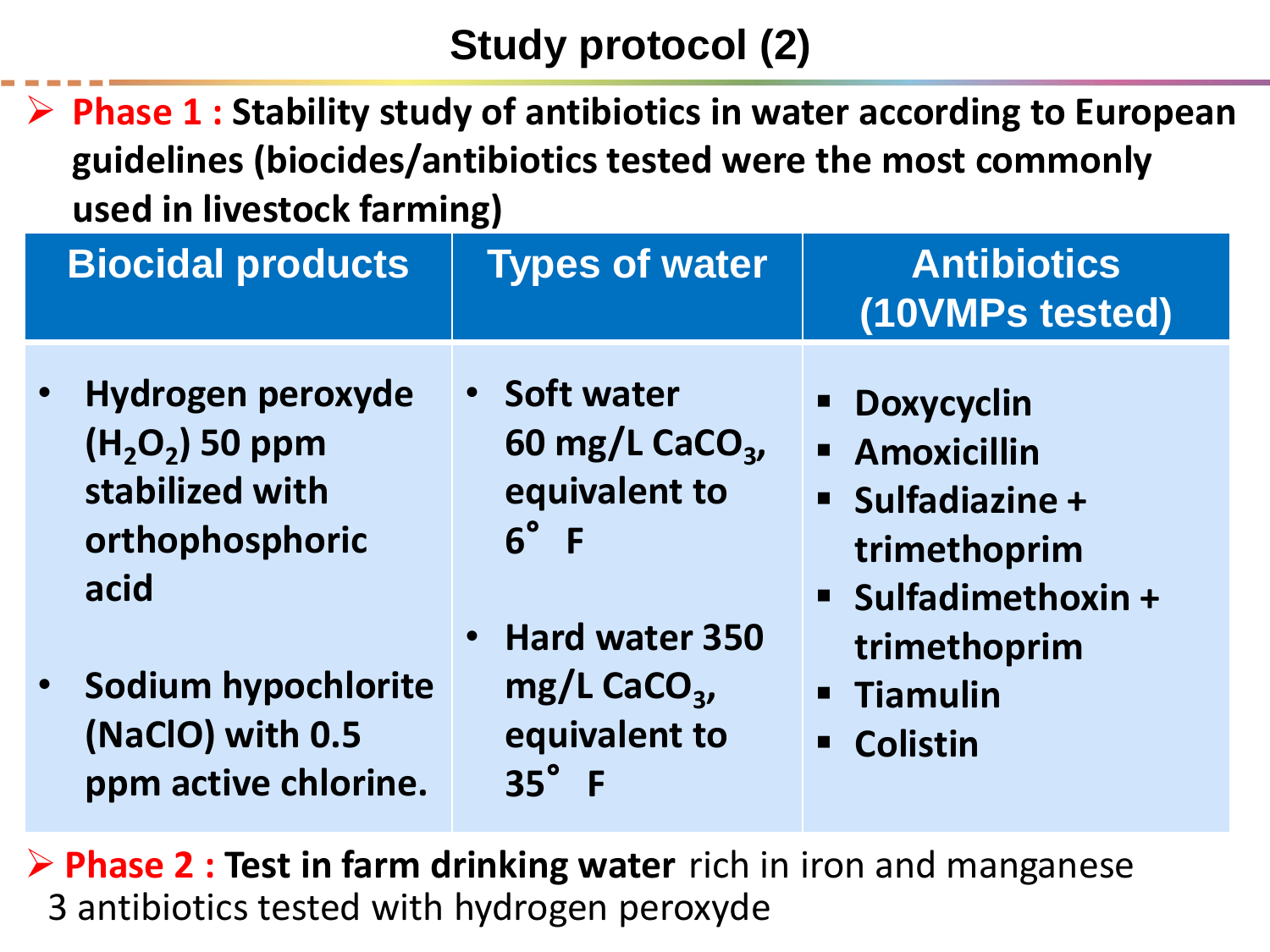# Study protocol (2)

- **Phase 1 : Stability study of antibiotics in water according to European guidelines (biocides/antibiotics tested were the most commonly used in livestock farming)**

| Biocidal products | Types of water | Antibiotics (10VMPs tested) |
|---|---|---|
| • Hydrogen peroxyde ($H_2O_2$) 50 ppm stabilized with orthophosphoric acid<br><br>• Sodium hypochlorite (NaClO) with 0.5 ppm active chlorine. | • Soft water 60 mg/L $CaCO_3$, equivalent to 6° F<br><br>• Hard water 350 mg/L $CaCO_3$, equivalent to 35° F | ▪ Doxycyclin<br>▪ Amoxicillin<br>▪ Sulfadiazine + trimethoprim<br>▪ Sulfadimethoxin + trimethoprim<br>▪ Tiamulin<br>▪ Colistin |

- **Phase 2 : Test in farm drinking water** rich in iron and manganese
  3 antibiotics tested with hydrogen peroxyde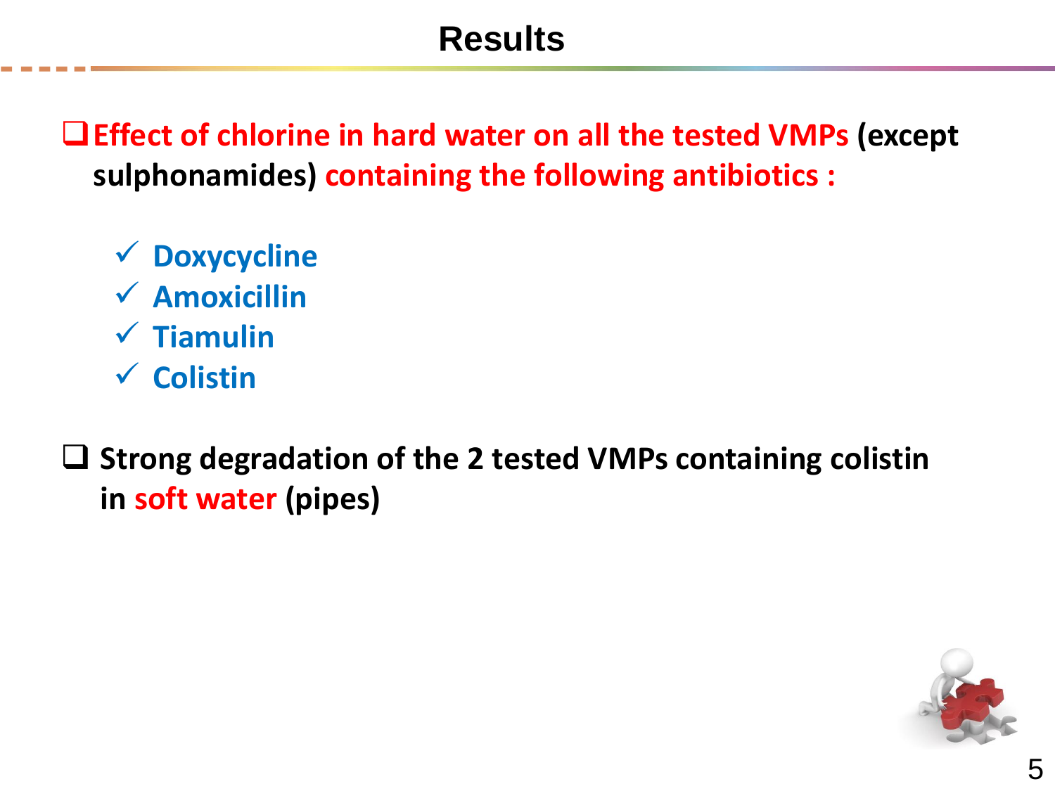# Results

- **Effect of chlorine in hard water on all the tested VMPs (except sulphonamides) containing the following antibiotics :**
  - ✓ **Doxycycline**
  - ✓ **Amoxicillin**
  - ✓ **Tiamulin**
  - ✓ **Colistin**

- **Strong degradation of the 2 tested VMPs containing colistin in soft water (pipes)**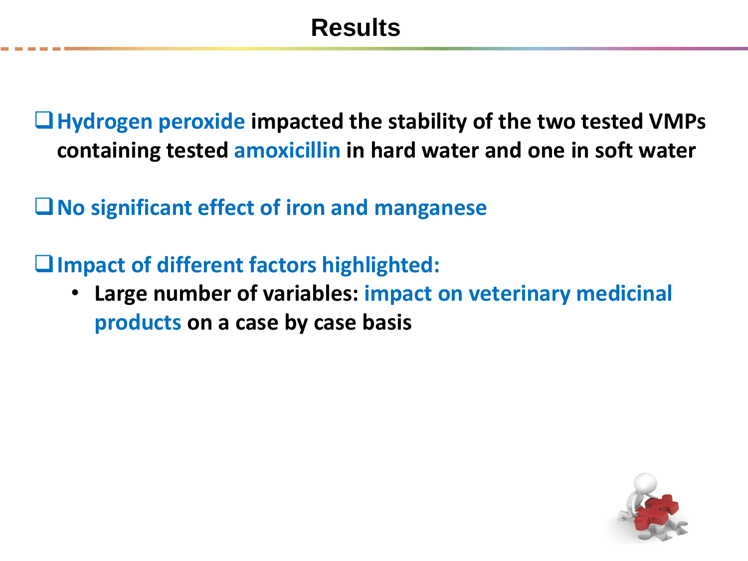# Results

- **Hydrogen peroxide impacted the stability of the two tested VMPs containing tested amoxicillin in hard water and one in soft water**

- **No significant effect of iron and manganese**

- **Impact of different factors highlighted:**
  - **Large number of variables: impact on veterinary medicinal products on a case by case basis**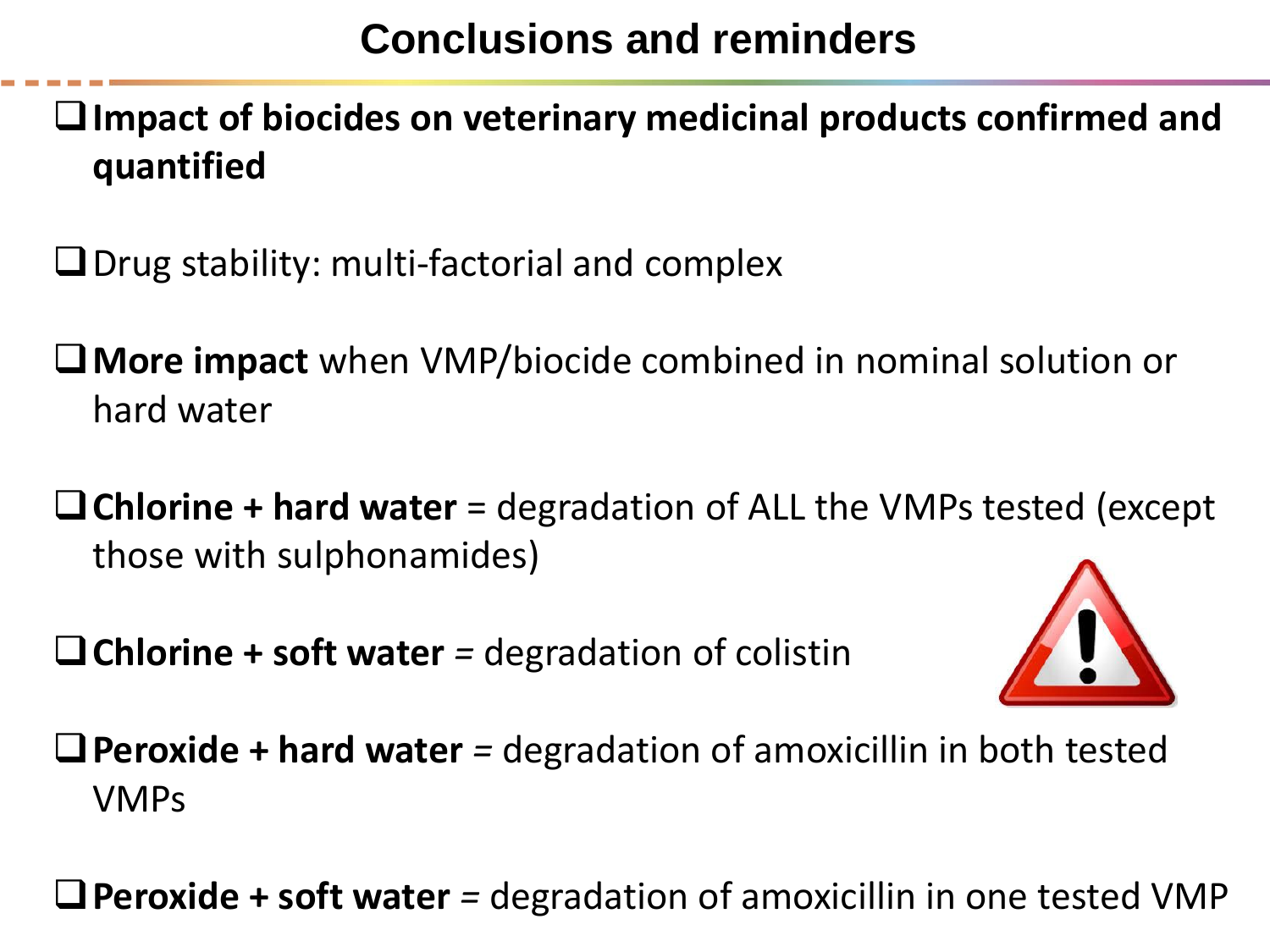# Conclusions and reminders

- **Impact of biocides on veterinary medicinal products confirmed and quantified**
- Drug stability: multi-factorial and complex
- **More impact** when VMP/biocide combined in nominal solution or hard water
- **Chlorine + hard water** = degradation of ALL the VMPs tested (except those with sulphonamides)
- **Chlorine + soft water** = degradation of colistin
- **Peroxide + hard water** = degradation of amoxicillin in both tested VMPs
- **Peroxide + soft water** = degradation of amoxicillin in one tested VMP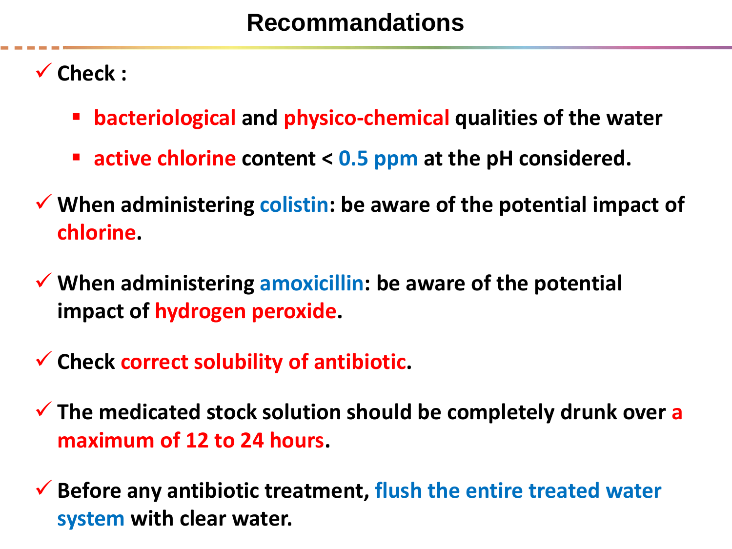# Recommandations

- **Check :**
  - **bacteriological and physico-chemical qualities of the water**
  - **active chlorine content < 0.5 ppm at the pH considered.**
- **When administering colistin: be aware of the potential impact of chlorine.**
- **When administering amoxicillin: be aware of the potential impact of hydrogen peroxide.**
- **Check correct solubility of antibiotic.**
- **The medicated stock solution should be completely drunk over a maximum of 12 to 24 hours.**
- **Before any antibiotic treatment, flush the entire treated water system with clear water.**